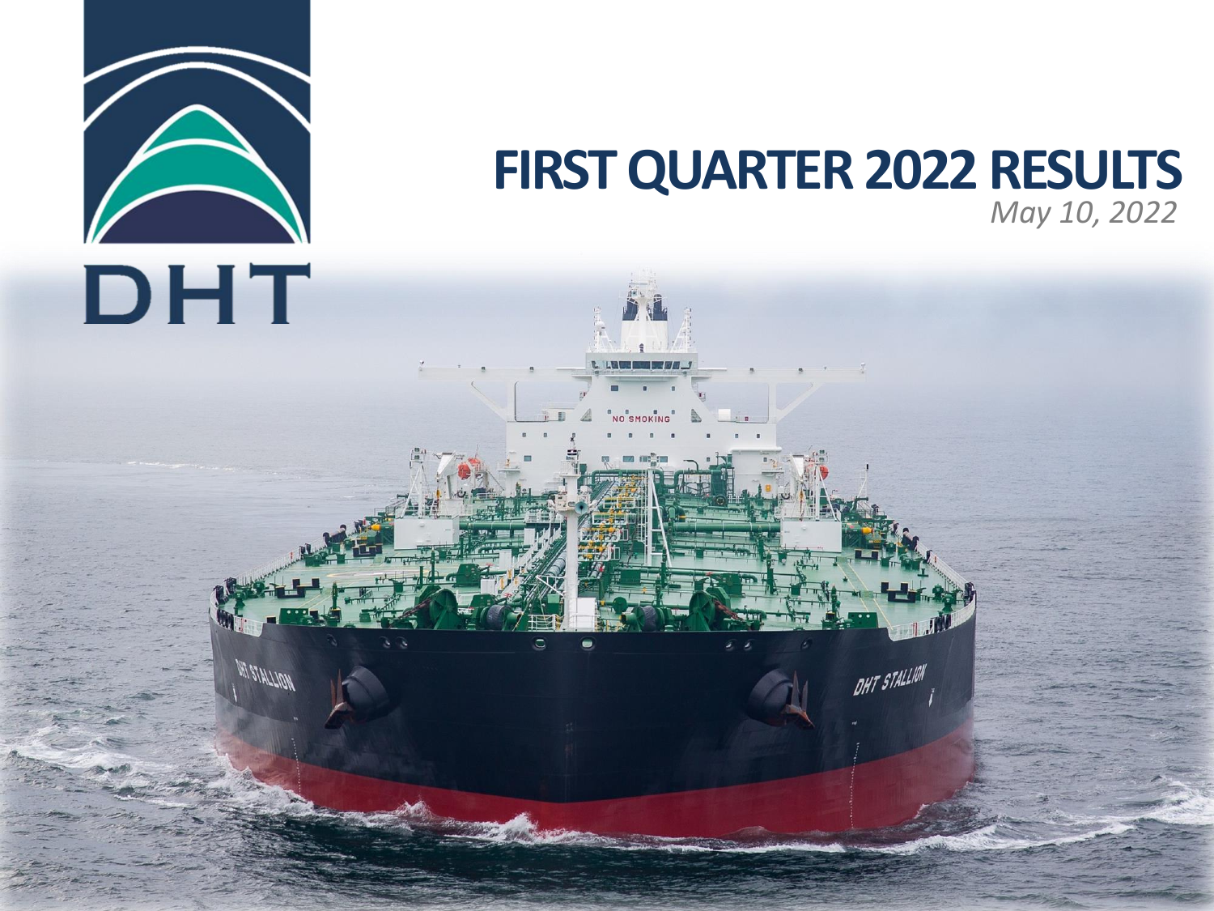DHT

# FIRST QUARTER 2022 RESULTS

*May 10, 2022*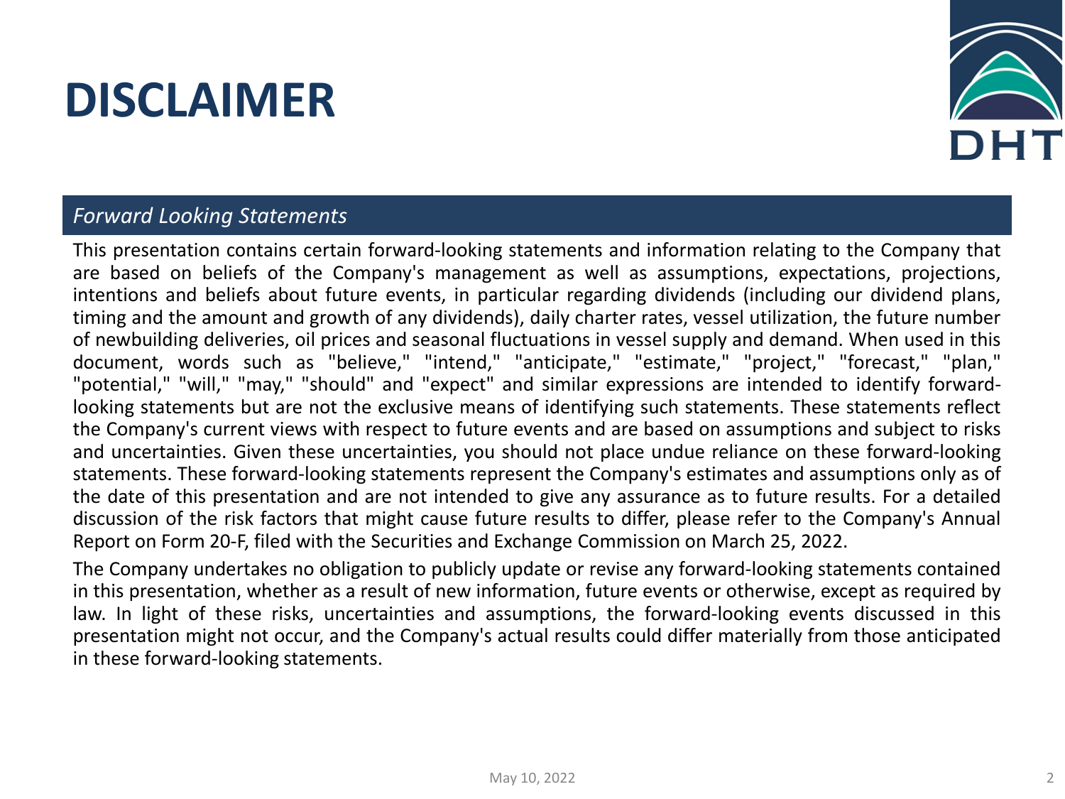# DISCLAIMER

*Forward Looking Statements*

This presentation contains certain forward-looking statements and information relating to the Company that are based on beliefs of the Company's management as well as assumptions, expectations, projections, intentions and beliefs about future events, in particular regarding dividends (including our dividend plans, timing and the amount and growth of any dividends), daily charter rates, vessel utilization, the future number of newbuilding deliveries, oil prices and seasonal fluctuations in vessel supply and demand. When used in this document, words such as "believe," "intend," "anticipate," "estimate," "project," "forecast," "plan," "potential," "will," "may," "should" and "expect" and similar expressions are intended to identify forward-looking statements but are not the exclusive means of identifying such statements. These statements reflect the Company's current views with respect to future events and are based on assumptions and subject to risks and uncertainties. Given these uncertainties, you should not place undue reliance on these forward-looking statements. These forward-looking statements represent the Company's estimates and assumptions only as of the date of this presentation and are not intended to give any assurance as to future results. For a detailed discussion of the risk factors that might cause future results to differ, please refer to the Company's Annual Report on Form 20-F, filed with the Securities and Exchange Commission on March 25, 2022.

The Company undertakes no obligation to publicly update or revise any forward-looking statements contained in this presentation, whether as a result of new information, future events or otherwise, except as required by law. In light of these risks, uncertainties and assumptions, the forward-looking events discussed in this presentation might not occur, and the Company's actual results could differ materially from those anticipated in these forward-looking statements.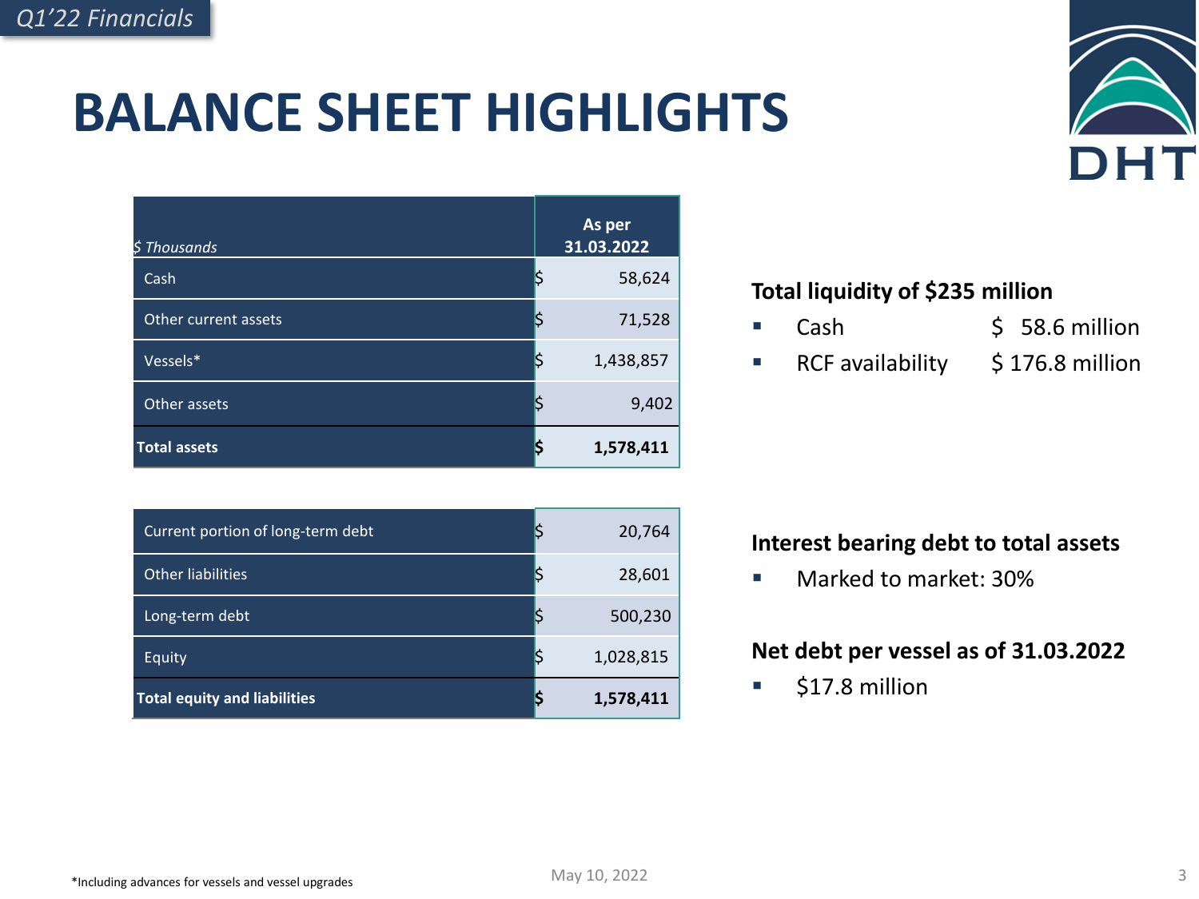Q1'22 Financials

# BALANCE SHEET HIGHLIGHTS

| *$ Thousands* | As per 31.03.2022 |
|---|---|
| Cash | $ 58,624 |
| Other current assets | $ 71,528 |
| Vessels* | $ 1,438,857 |
| Other assets | $ 9,402 |
| **Total assets** | **$ 1,578,411** |

| | |
|---|---|
| Current portion of long-term debt | $ 20,764 |
| Other liabilities | $ 28,601 |
| Long-term debt | $ 500,230 |
| Equity | $ 1,028,815 |
| **Total equity and liabilities** | **$ 1,578,411** |

**Total liquidity of $235 million**

- Cash $ 58.6 million
- RCF availability $ 176.8 million

**Interest bearing debt to total assets**

- Marked to market: 30%

**Net debt per vessel as of 31.03.2022**

- $17.8 million

*Including advances for vessels and vessel upgrades

May 10, 2022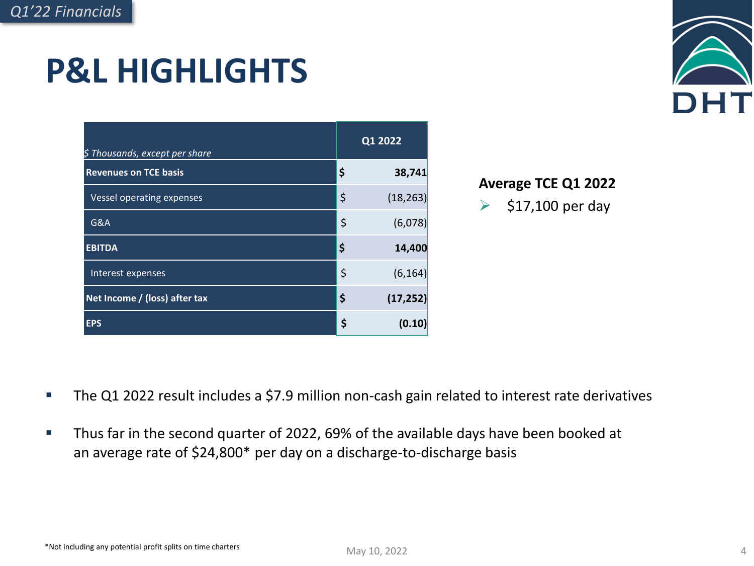Q1'22 Financials

# P&L HIGHLIGHTS

| *$ Thousands, except per share* | | Q1 2022 |
|---|---|---|
| **Revenues on TCE basis** | **$** | **38,741** |
| Vessel operating expenses | $ | (18,263) |
| G&A | $ | (6,078) |
| **EBITDA** | **$** | **14,400** |
| Interest expenses | $ | (6,164) |
| **Net Income / (loss) after tax** | **$** | **(17,252)** |
| **EPS** | **$** | **(0.10)** |

**Average TCE Q1 2022**

- $17,100 per day

- The Q1 2022 result includes a $7.9 million non-cash gain related to interest rate derivatives
- Thus far in the second quarter of 2022, 69% of the available days have been booked at an average rate of $24,800* per day on a discharge-to-discharge basis

*Not including any potential profit splits on time charters

May 10, 2022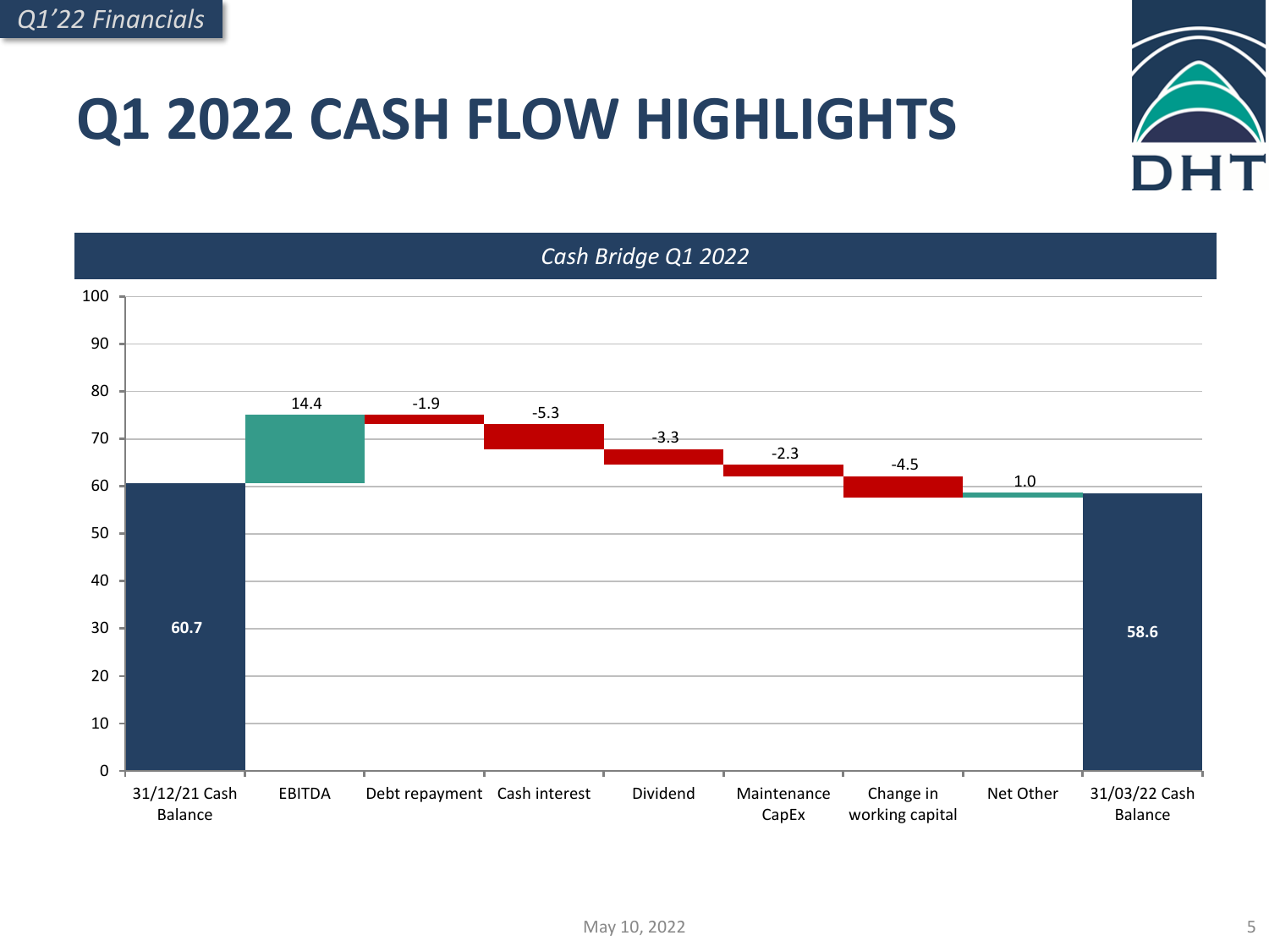Q1'22 Financials

# Q1 2022 CASH FLOW HIGHLIGHTS

*Cash Bridge Q1 2022*

| Item | Value |
| --- | --- |
| 31/12/21 Cash Balance | 60.7 |
| EBITDA | 14.4 |
| Debt repayment | -1.9 |
| Cash interest | -5.3 |
| Dividend | -3.3 |
| Maintenance CapEx | -2.3 |
| Change in working capital | -4.5 |
| Net Other | 1.0 |
| 31/03/22 Cash Balance | 58.6 |

May 10, 2022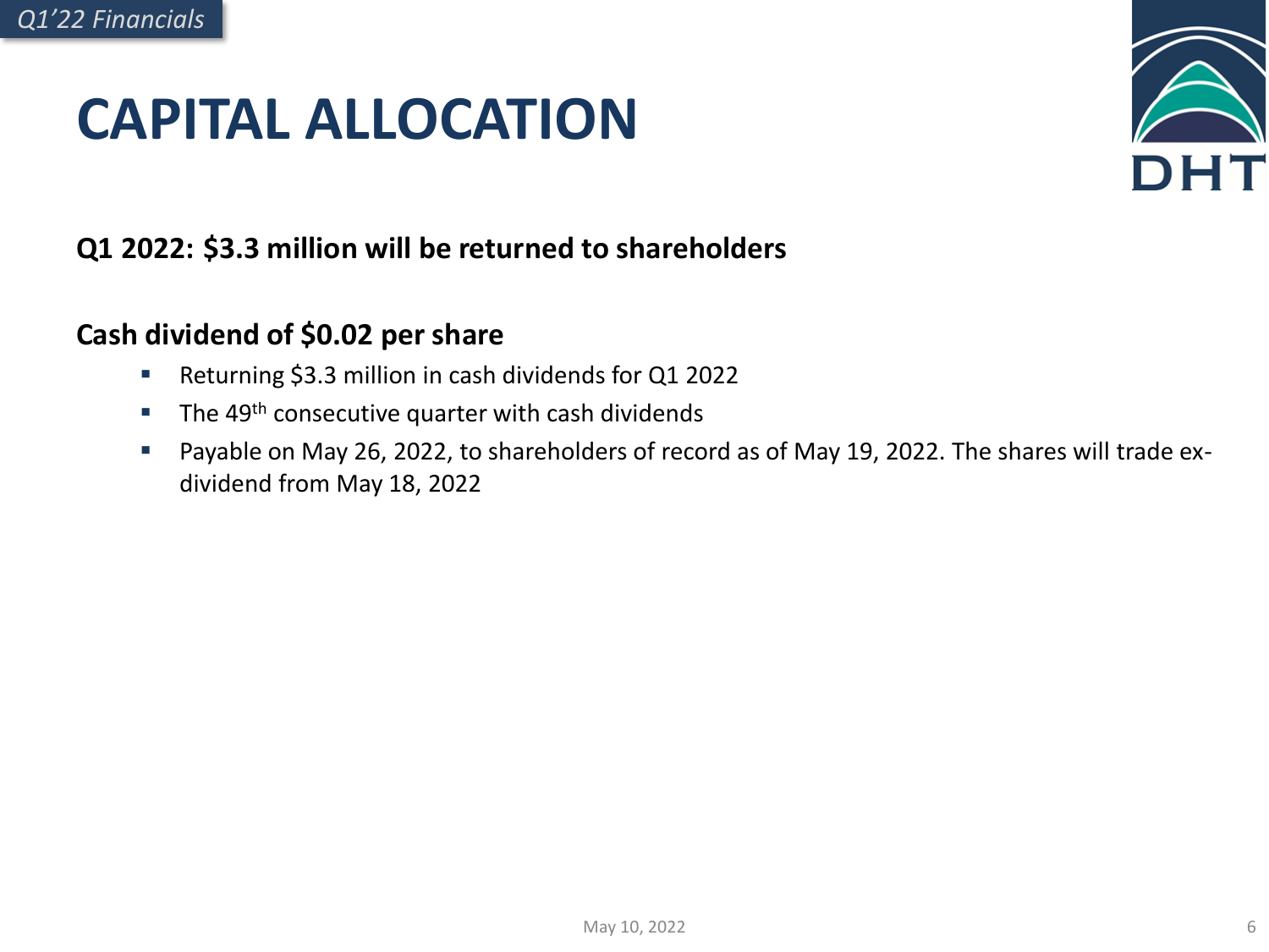# CAPITAL ALLOCATION

**Q1 2022: $3.3 million will be returned to shareholders**

**Cash dividend of $0.02 per share**

- Returning $3.3 million in cash dividends for Q1 2022
- The 49th consecutive quarter with cash dividends
- Payable on May 26, 2022, to shareholders of record as of May 19, 2022. The shares will trade ex-dividend from May 18, 2022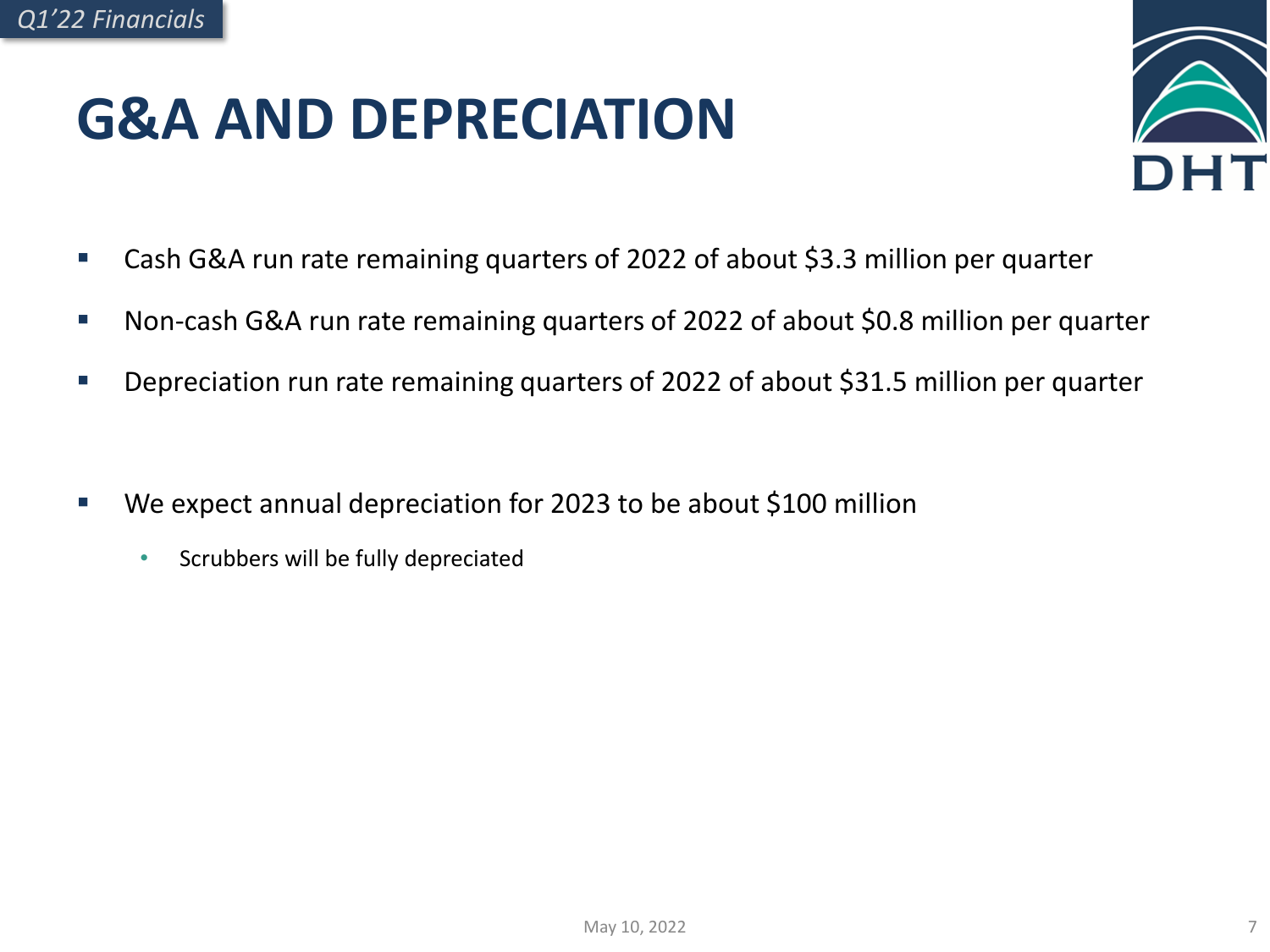# G&A AND DEPRECIATION

- Cash G&A run rate remaining quarters of 2022 of about $3.3 million per quarter
- Non-cash G&A run rate remaining quarters of 2022 of about $0.8 million per quarter
- Depreciation run rate remaining quarters of 2022 of about $31.5 million per quarter

- We expect annual depreciation for 2023 to be about $100 million
  - Scrubbers will be fully depreciated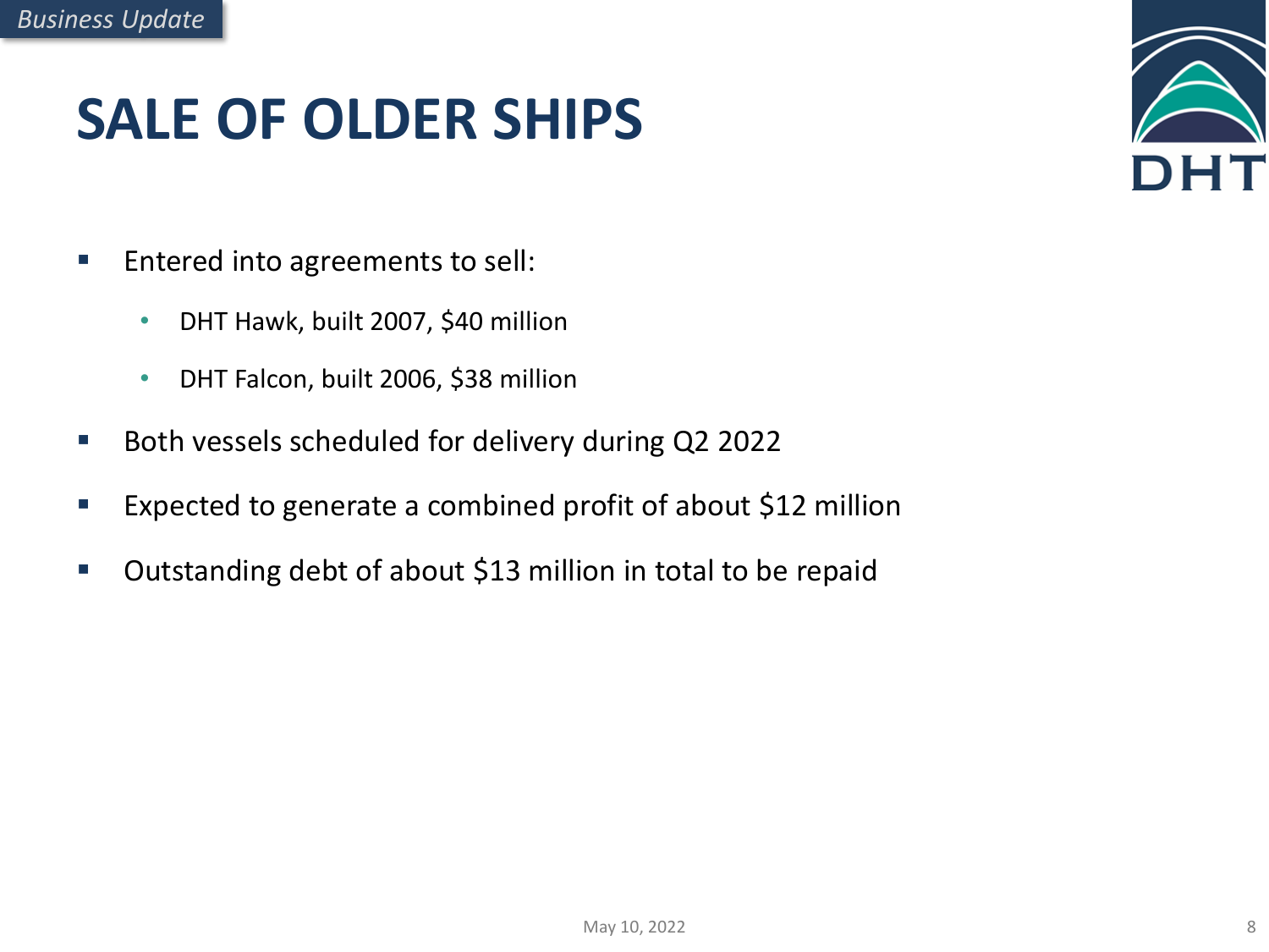*Business Update*

# SALE OF OLDER SHIPS

- Entered into agreements to sell:
  - DHT Hawk, built 2007, $40 million
  - DHT Falcon, built 2006, $38 million
- Both vessels scheduled for delivery during Q2 2022
- Expected to generate a combined profit of about $12 million
- Outstanding debt of about $13 million in total to be repaid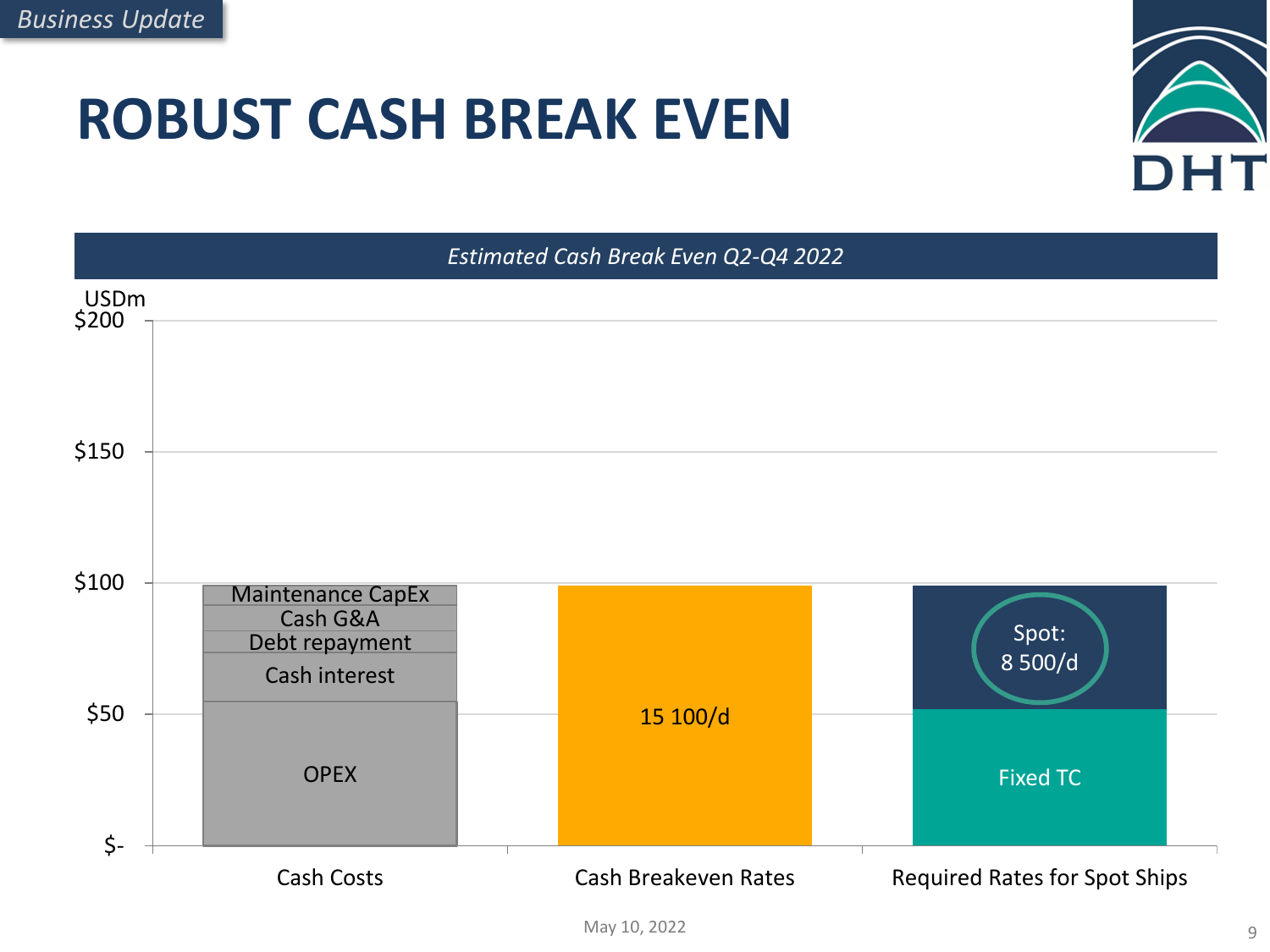Business Update

# ROBUST CASH BREAK EVEN

*Estimated Cash Break Even Q2-Q4 2022*

USDm

$200

$150

$100

$50

$-

| Cash Costs | Cash Breakeven Rates | Required Rates for Spot Ships |
|---|---|---|
| Maintenance CapEx | 15 100/d | Spot: 8 500/d |
| Cash G&A | | Fixed TC |
| Debt repayment | | |
| Cash interest | | |
| OPEX | | |

May 10, 2022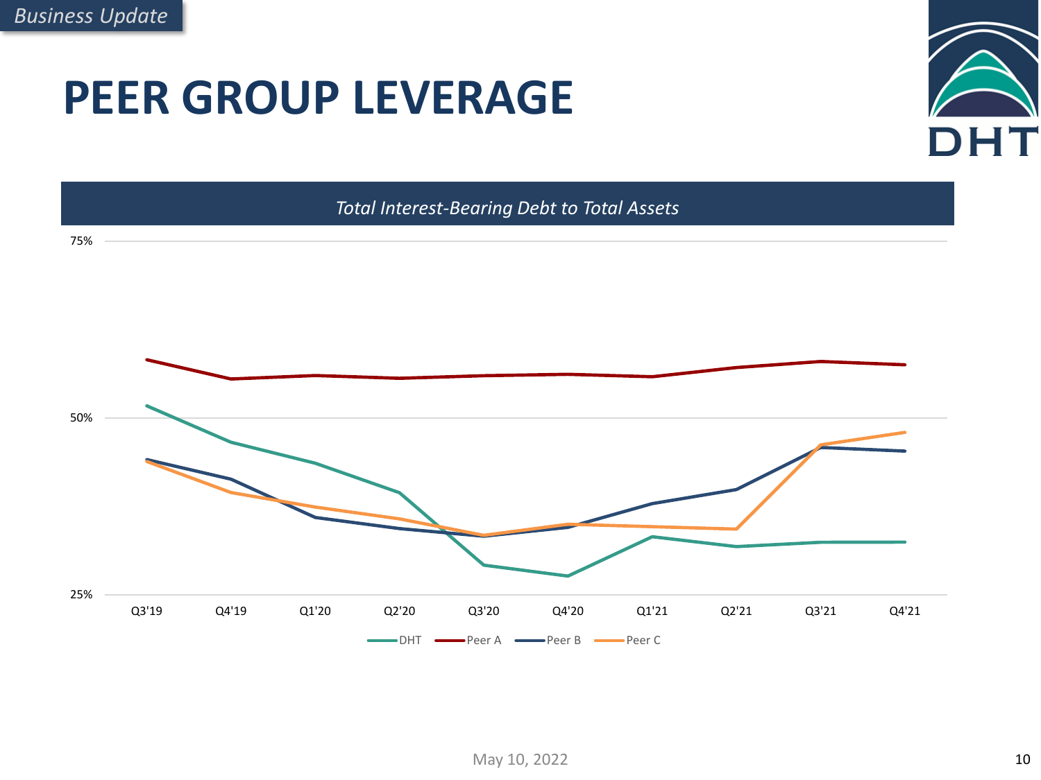*Business Update*

# PEER GROUP LEVERAGE

*Total Interest-Bearing Debt to Total Assets*

75%

50%

25%

Q3'19 Q4'19 Q1'20 Q2'20 Q3'20 Q4'20 Q1'21 Q2'21 Q3'21 Q4'21

DHT Peer A Peer B Peer C

May 10, 2022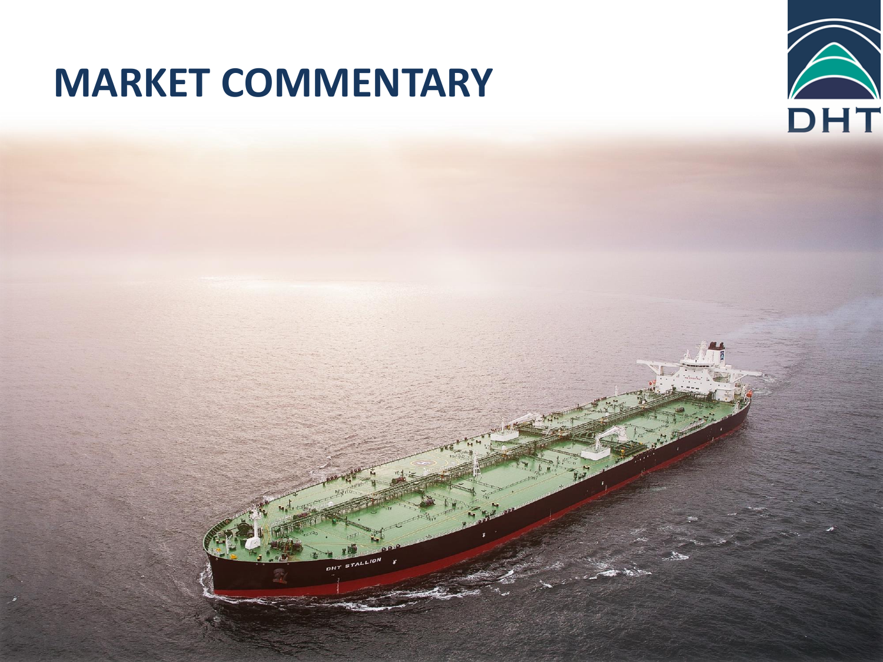# MARKET COMMENTARY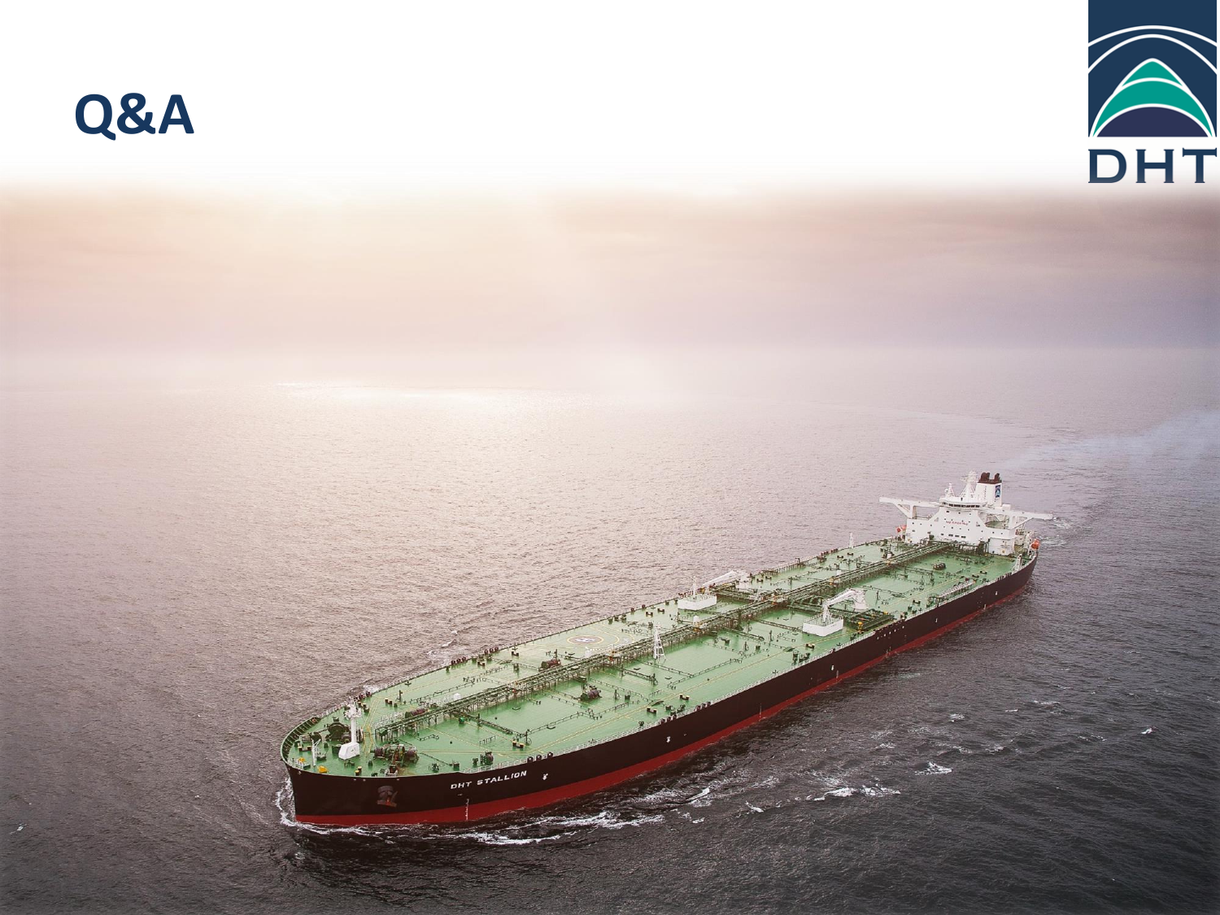# Q&A